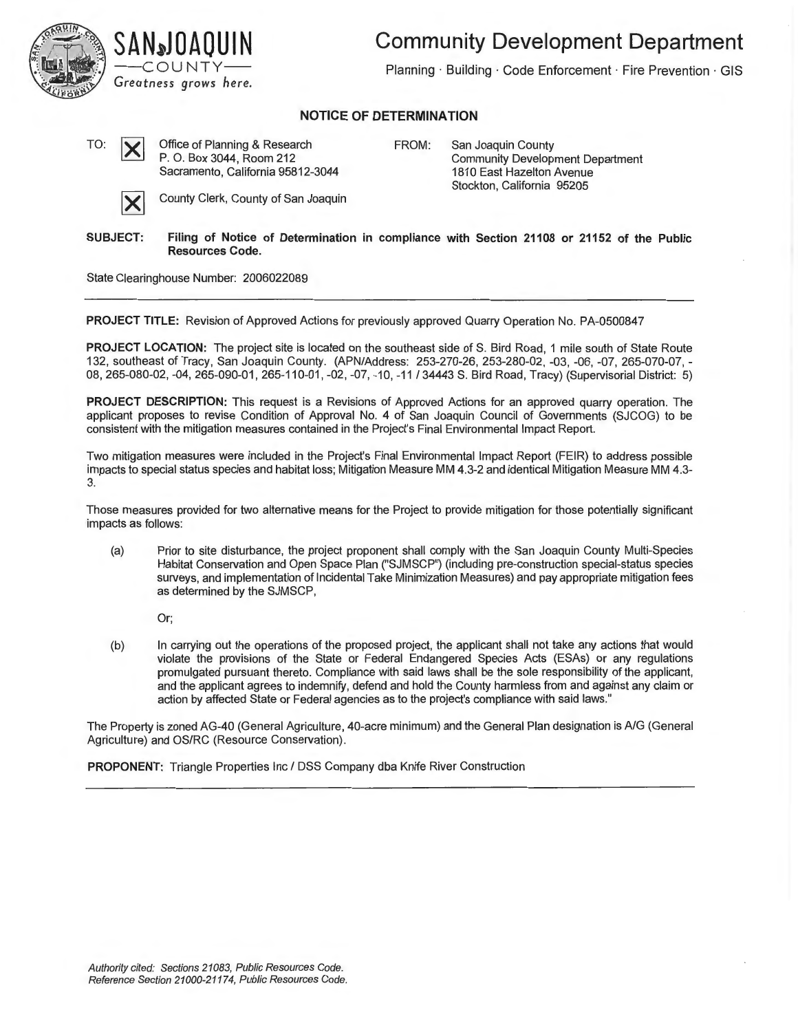**SAN JOAQUIN**
—COUNTY—
*Greatness grows here.*

# Community Development Department

Planning · Building · Code Enforcement · Fire Prevention · GIS

## NOTICE OF DETERMINATION

TO: [X] Office of Planning & Research
P. O. Box 3044, Room 212
Sacramento, California 95812-3044

[X] County Clerk, County of San Joaquin

FROM: San Joaquin County
Community Development Department
1810 East Hazelton Avenue
Stockton, California 95205

**SUBJECT: Filing of Notice of Determination in compliance with Section 21108 or 21152 of the Public Resources Code.**

State Clearinghouse Number: 2006022089

---

**PROJECT TITLE:** Revision of Approved Actions for previously approved Quarry Operation No. PA-0500847

**PROJECT LOCATION:** The project site is located on the southeast side of S. Bird Road, 1 mile south of State Route 132, southeast of Tracy, San Joaquin County. (APN/Address: 253-270-26, 253-280-02, -03, -06, -07, 265-070-07, -08, 265-080-02, -04, 265-090-01, 265-110-01, -02, -07, -10, -11 / 34443 S. Bird Road, Tracy) (Supervisorial District: 5)

**PROJECT DESCRIPTION:** This request is a Revisions of Approved Actions for an approved quarry operation. The applicant proposes to revise Condition of Approval No. 4 of San Joaquin Council of Governments (SJCOG) to be consistent with the mitigation measures contained in the Project's Final Environmental Impact Report.

Two mitigation measures were included in the Project's Final Environmental Impact Report (FEIR) to address possible impacts to special status species and habitat loss; Mitigation Measure MM 4.3-2 and identical Mitigation Measure MM 4.3-3.

Those measures provided for two alternative means for the Project to provide mitigation for those potentially significant impacts as follows:

(a) Prior to site disturbance, the project proponent shall comply with the San Joaquin County Multi-Species Habitat Conservation and Open Space Plan ("SJMSCP") (including pre-construction special-status species surveys, and implementation of Incidental Take Minimization Measures) and pay appropriate mitigation fees as determined by the SJMSCP,

Or;

(b) In carrying out the operations of the proposed project, the applicant shall not take any actions that would violate the provisions of the State or Federal Endangered Species Acts (ESAs) or any regulations promulgated pursuant thereto. Compliance with said laws shall be the sole responsibility of the applicant, and the applicant agrees to indemnify, defend and hold the County harmless from and against any claim or action by affected State or Federal agencies as to the project's compliance with said laws."

The Property is zoned AG-40 (General Agriculture, 40-acre minimum) and the General Plan designation is A/G (General Agriculture) and OS/RC (Resource Conservation).

**PROPONENT:** Triangle Properties Inc / DSS Company dba Knife River Construction

---

*Authority cited: Sections 21083, Public Resources Code.*
*Reference Section 21000-21174, Public Resources Code.*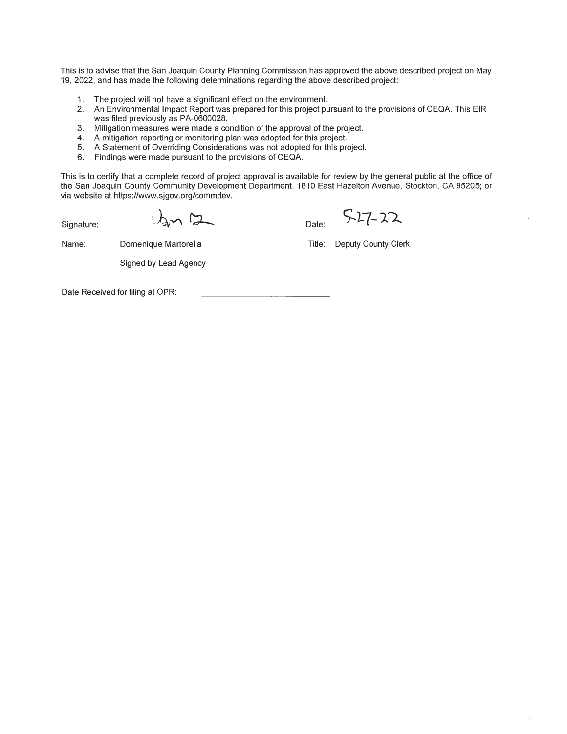This is to advise that the San Joaquin County Planning Commission has approved the above described project on May 19, 2022, and has made the following determinations regarding the above described project:

1. The project will not have a significant effect on the environment.
2. An Environmental Impact Report was prepared for this project pursuant to the provisions of CEQA. This EIR was filed previously as PA-0600028.
3. Mitigation measures were made a condition of the approval of the project.
4. A mitigation reporting or monitoring plan was adopted for this project.
5. A Statement of Overriding Considerations was not adopted for this project.
6. Findings were made pursuant to the provisions of CEQA.

This is to certify that a complete record of project approval is available for review by the general public at the office of the San Joaquin County Community Development Department, 1810 East Hazelton Avenue, Stockton, CA 95205; or via website at https://www.sjgov.org/commdev.

Signature: ______________________ Date: 5-27-22

Name: Domenique Martorella Title: Deputy County Clerk

Signed by Lead Agency

Date Received for filing at OPR: ______________________